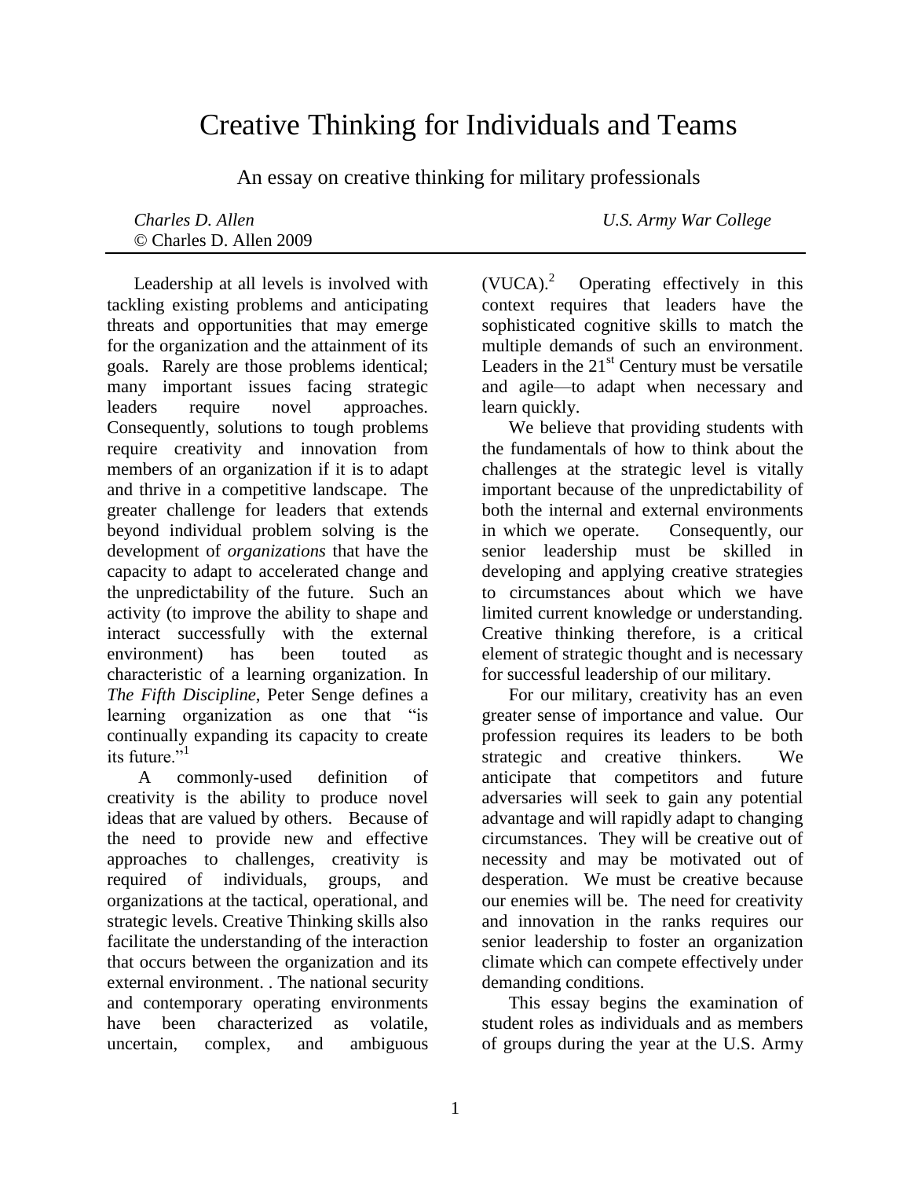# Creative Thinking for Individuals and Teams

An essay on creative thinking for military professionals

*Charles D. Allen* *U.S. Army War College*
© Charles D. Allen 2009

Leadership at all levels is involved with tackling existing problems and anticipating threats and opportunities that may emerge for the organization and the attainment of its goals. Rarely are those problems identical; many important issues facing strategic leaders require novel approaches. Consequently, solutions to tough problems require creativity and innovation from members of an organization if it is to adapt and thrive in a competitive landscape. The greater challenge for leaders that extends beyond individual problem solving is the development of *organizations* that have the capacity to adapt to accelerated change and the unpredictability of the future. Such an activity (to improve the ability to shape and interact successfully with the external environment) has been touted as characteristic of a learning organization. In *The Fifth Discipline*, Peter Senge defines a learning organization as one that "is continually expanding its capacity to create its future."[1]

A commonly-used definition of creativity is the ability to produce novel ideas that are valued by others. Because of the need to provide new and effective approaches to challenges, creativity is required of individuals, groups, and organizations at the tactical, operational, and strategic levels. Creative Thinking skills also facilitate the understanding of the interaction that occurs between the organization and its external environment. . The national security and contemporary operating environments have been characterized as volatile, uncertain, complex, and ambiguous (VUCA).[2] Operating effectively in this context requires that leaders have the sophisticated cognitive skills to match the multiple demands of such an environment. Leaders in the 21st Century must be versatile and agile—to adapt when necessary and learn quickly.

We believe that providing students with the fundamentals of how to think about the challenges at the strategic level is vitally important because of the unpredictability of both the internal and external environments in which we operate. Consequently, our senior leadership must be skilled in developing and applying creative strategies to circumstances about which we have limited current knowledge or understanding. Creative thinking therefore, is a critical element of strategic thought and is necessary for successful leadership of our military.

For our military, creativity has an even greater sense of importance and value. Our profession requires its leaders to be both strategic and creative thinkers. We anticipate that competitors and future adversaries will seek to gain any potential advantage and will rapidly adapt to changing circumstances. They will be creative out of necessity and may be motivated out of desperation. We must be creative because our enemies will be. The need for creativity and innovation in the ranks requires our senior leadership to foster an organization climate which can compete effectively under demanding conditions.

This essay begins the examination of student roles as individuals and as members of groups during the year at the U.S. Army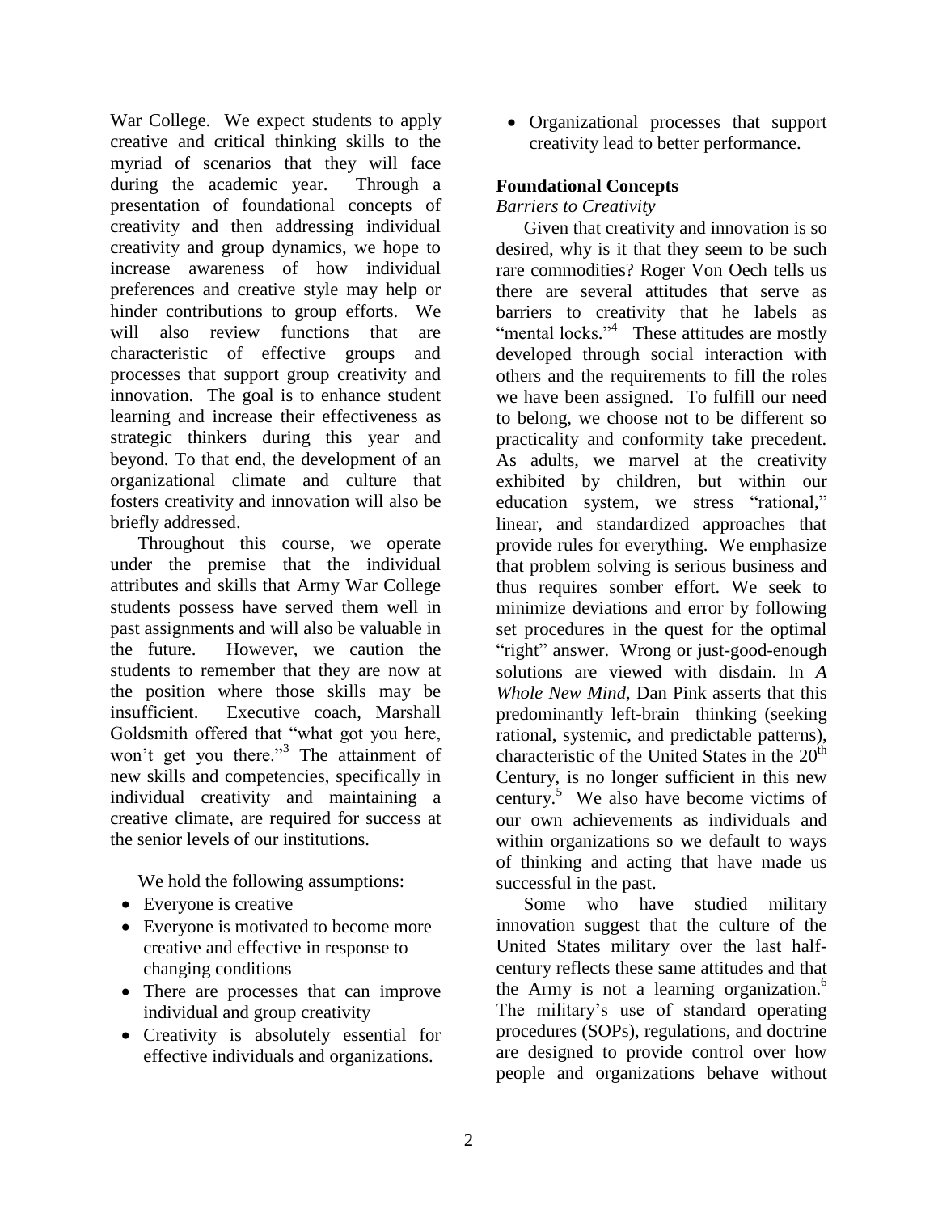War College. We expect students to apply creative and critical thinking skills to the myriad of scenarios that they will face during the academic year. Through a presentation of foundational concepts of creativity and then addressing individual creativity and group dynamics, we hope to increase awareness of how individual preferences and creative style may help or hinder contributions to group efforts. We will also review functions that are characteristic of effective groups and processes that support group creativity and innovation. The goal is to enhance student learning and increase their effectiveness as strategic thinkers during this year and beyond. To that end, the development of an organizational climate and culture that fosters creativity and innovation will also be briefly addressed.

Throughout this course, we operate under the premise that the individual attributes and skills that Army War College students possess have served them well in past assignments and will also be valuable in the future. However, we caution the students to remember that they are now at the position where those skills may be insufficient. Executive coach, Marshall Goldsmith offered that "what got you here, won't get you there."[3] The attainment of new skills and competencies, specifically in individual creativity and maintaining a creative climate, are required for success at the senior levels of our institutions.

We hold the following assumptions:

- Everyone is creative
- Everyone is motivated to become more creative and effective in response to changing conditions
- There are processes that can improve individual and group creativity
- Creativity is absolutely essential for effective individuals and organizations.
- Organizational processes that support creativity lead to better performance.

## Foundational Concepts

### *Barriers to Creativity*

Given that creativity and innovation is so desired, why is it that they seem to be such rare commodities? Roger Von Oech tells us there are several attitudes that serve as barriers to creativity that he labels as "mental locks."[4] These attitudes are mostly developed through social interaction with others and the requirements to fill the roles we have been assigned. To fulfill our need to belong, we choose not to be different so practicality and conformity take precedent. As adults, we marvel at the creativity exhibited by children, but within our education system, we stress "rational," linear, and standardized approaches that provide rules for everything. We emphasize that problem solving is serious business and thus requires somber effort. We seek to minimize deviations and error by following set procedures in the quest for the optimal "right" answer. Wrong or just-good-enough solutions are viewed with disdain. In *A Whole New Mind,* Dan Pink asserts that this predominantly left-brain thinking (seeking rational, systemic, and predictable patterns), characteristic of the United States in the 20th Century, is no longer sufficient in this new century.[5] We also have become victims of our own achievements as individuals and within organizations so we default to ways of thinking and acting that have made us successful in the past.

Some who have studied military innovation suggest that the culture of the United States military over the last half-century reflects these same attitudes and that the Army is not a learning organization.[6] The military's use of standard operating procedures (SOPs), regulations, and doctrine are designed to provide control over how people and organizations behave without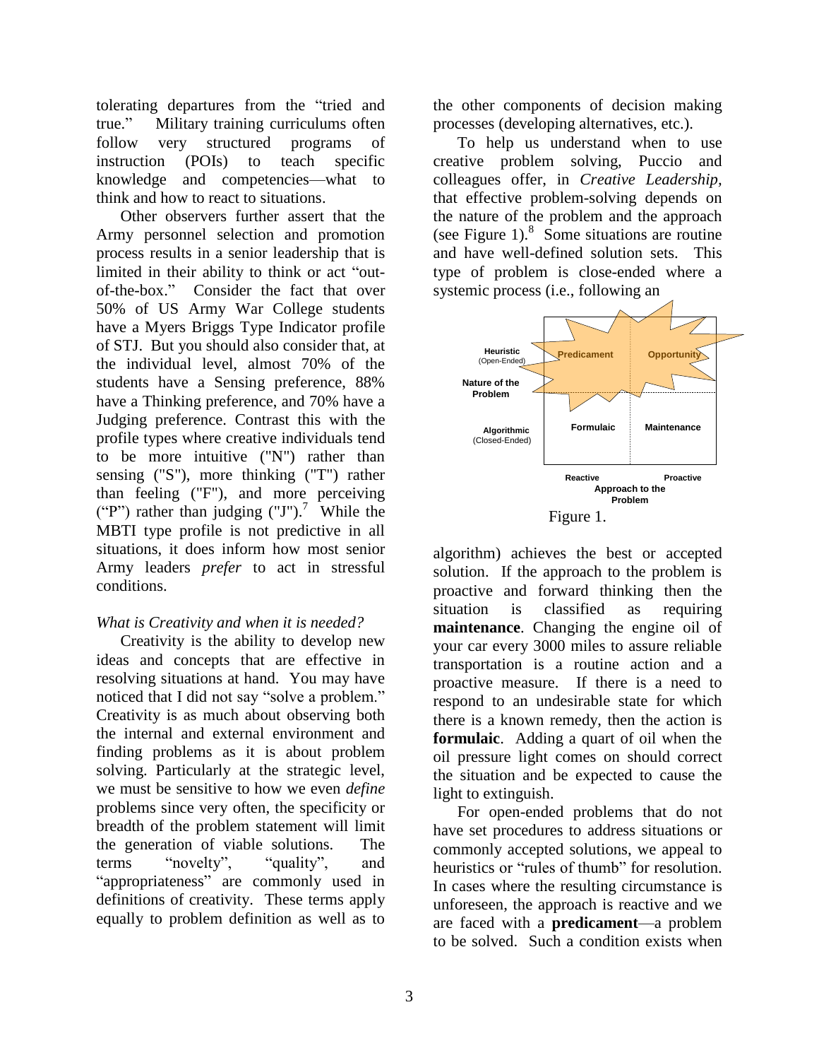tolerating departures from the "tried and true." Military training curriculums often follow very structured programs of instruction (POIs) to teach specific knowledge and competencies—what to think and how to react to situations.

Other observers further assert that the Army personnel selection and promotion process results in a senior leadership that is limited in their ability to think or act "out-of-the-box." Consider the fact that over 50% of US Army War College students have a Myers Briggs Type Indicator profile of STJ. But you should also consider that, at the individual level, almost 70% of the students have a Sensing preference, 88% have a Thinking preference, and 70% have a Judging preference. Contrast this with the profile types where creative individuals tend to be more intuitive ("N") rather than sensing ("S"), more thinking ("T") rather than feeling ("F"), and more perceiving ("P") rather than judging ("J").[7] While the MBTI type profile is not predictive in all situations, it does inform how most senior Army leaders *prefer* to act in stressful conditions.

*What is Creativity and when it is needed?*

Creativity is the ability to develop new ideas and concepts that are effective in resolving situations at hand. You may have noticed that I did not say "solve a problem." Creativity is as much about observing both the internal and external environment and finding problems as it is about problem solving. Particularly at the strategic level, we must be sensitive to how we even *define* problems since very often, the specificity or breadth of the problem statement will limit the generation of viable solutions. The terms "novelty", "quality", and "appropriateness" are commonly used in definitions of creativity. These terms apply equally to problem definition as well as to the other components of decision making processes (developing alternatives, etc.).

To help us understand when to use creative problem solving, Puccio and colleagues offer, in *Creative Leadership*, that effective problem-solving depends on the nature of the problem and the approach (see Figure 1).[8] Some situations are routine and have well-defined solution sets. This type of problem is close-ended where a systemic process (i.e., following an algorithm) achieves the best or accepted solution. If the approach to the problem is proactive and forward thinking then the situation is classified as requiring **maintenance**. Changing the engine oil of your car every 3000 miles to assure reliable transportation is a routine action and a proactive measure. If there is a need to respond to an undesirable state for which there is a known remedy, then the action is **formulaic**. Adding a quart of oil when the oil pressure light comes on should correct the situation and be expected to cause the light to extinguish.

| Nature of the Problem | Reactive | Proactive |
| --- | --- | --- |
| Heuristic (Open-Ended) | Predicament | Opportunity |
| Algorithmic (Closed-Ended) | Formulaic | Maintenance |

Approach to the Problem

Figure 1.

For open-ended problems that do not have set procedures to address situations or commonly accepted solutions, we appeal to heuristics or "rules of thumb" for resolution. In cases where the resulting circumstance is unforeseen, the approach is reactive and we are faced with a **predicament**—a problem to be solved. Such a condition exists when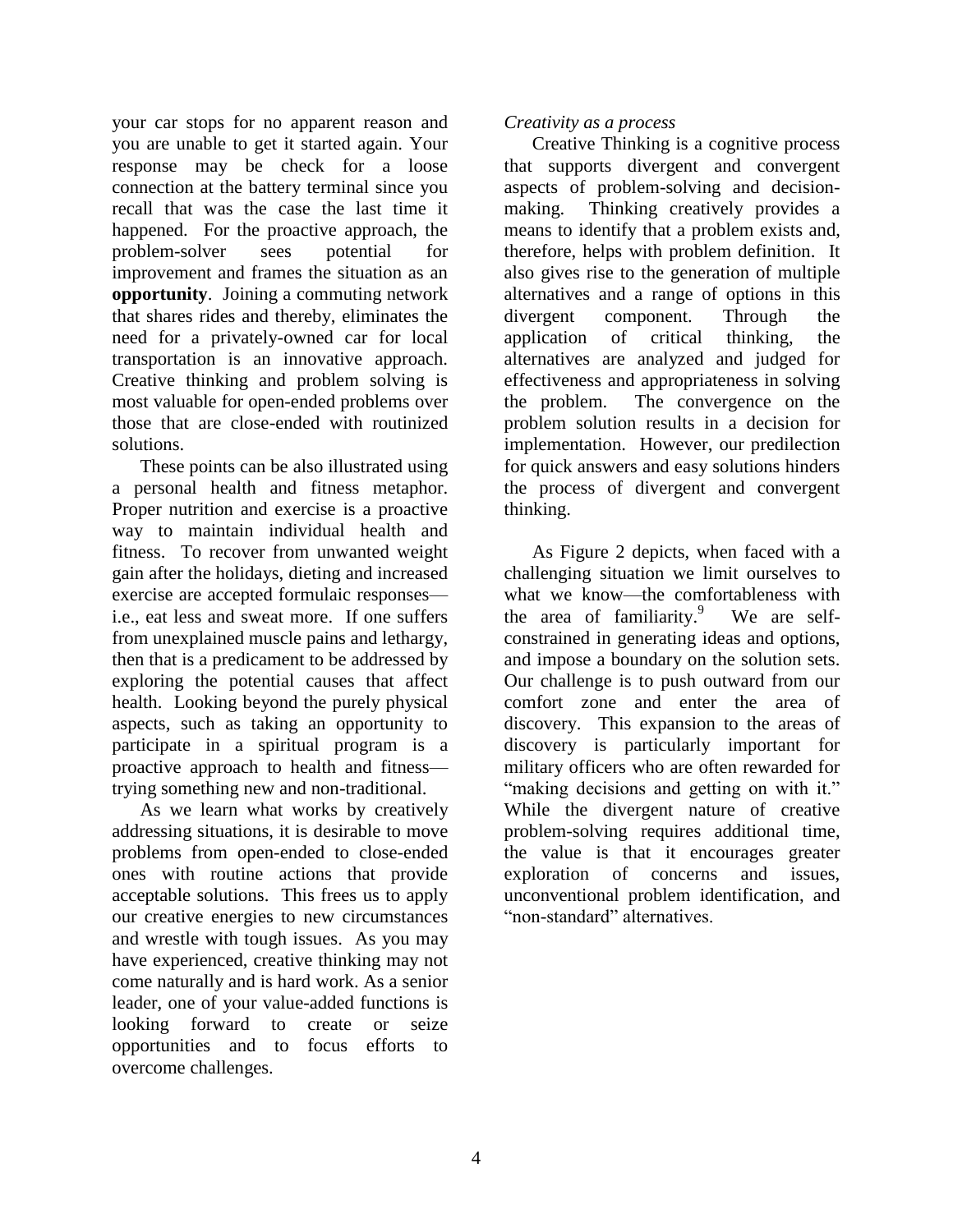your car stops for no apparent reason and you are unable to get it started again. Your response may be check for a loose connection at the battery terminal since you recall that was the case the last time it happened. For the proactive approach, the problem-solver sees potential for improvement and frames the situation as an **opportunity**. Joining a commuting network that shares rides and thereby, eliminates the need for a privately-owned car for local transportation is an innovative approach. Creative thinking and problem solving is most valuable for open-ended problems over those that are close-ended with routinized solutions.

These points can be also illustrated using a personal health and fitness metaphor. Proper nutrition and exercise is a proactive way to maintain individual health and fitness. To recover from unwanted weight gain after the holidays, dieting and increased exercise are accepted formulaic responses—i.e., eat less and sweat more. If one suffers from unexplained muscle pains and lethargy, then that is a predicament to be addressed by exploring the potential causes that affect health. Looking beyond the purely physical aspects, such as taking an opportunity to participate in a spiritual program is a proactive approach to health and fitness—trying something new and non-traditional.

As we learn what works by creatively addressing situations, it is desirable to move problems from open-ended to close-ended ones with routine actions that provide acceptable solutions. This frees us to apply our creative energies to new circumstances and wrestle with tough issues. As you may have experienced, creative thinking may not come naturally and is hard work. As a senior leader, one of your value-added functions is looking forward to create or seize opportunities and to focus efforts to overcome challenges.

*Creativity as a process*

Creative Thinking is a cognitive process that supports divergent and convergent aspects of problem-solving and decision-making. Thinking creatively provides a means to identify that a problem exists and, therefore, helps with problem definition. It also gives rise to the generation of multiple alternatives and a range of options in this divergent component. Through the application of critical thinking, the alternatives are analyzed and judged for effectiveness and appropriateness in solving the problem. The convergence on the problem solution results in a decision for implementation. However, our predilection for quick answers and easy solutions hinders the process of divergent and convergent thinking.

As Figure 2 depicts, when faced with a challenging situation we limit ourselves to what we know—the comfortableness with the area of familiarity.[9] We are self-constrained in generating ideas and options, and impose a boundary on the solution sets. Our challenge is to push outward from our comfort zone and enter the area of discovery. This expansion to the areas of discovery is particularly important for military officers who are often rewarded for "making decisions and getting on with it." While the divergent nature of creative problem-solving requires additional time, the value is that it encourages greater exploration of concerns and issues, unconventional problem identification, and "non-standard" alternatives.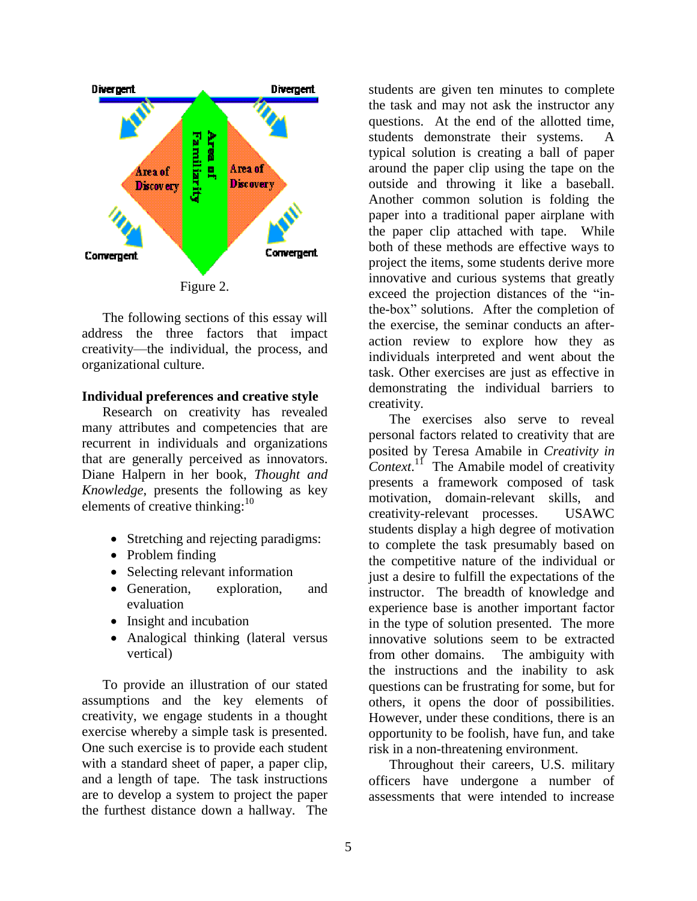Figure 2.

The following sections of this essay will address the three factors that impact creativity—the individual, the process, and organizational culture.

**Individual preferences and creative style**

Research on creativity has revealed many attributes and competencies that are recurrent in individuals and organizations that are generally perceived as innovators. Diane Halpern in her book, *Thought and Knowledge*, presents the following as key elements of creative thinking:[10]

- Stretching and rejecting paradigms:
- Problem finding
- Selecting relevant information
- Generation, exploration, and evaluation
- Insight and incubation
- Analogical thinking (lateral versus vertical)

To provide an illustration of our stated assumptions and the key elements of creativity, we engage students in a thought exercise whereby a simple task is presented. One such exercise is to provide each student with a standard sheet of paper, a paper clip, and a length of tape. The task instructions are to develop a system to project the paper the furthest distance down a hallway. The students are given ten minutes to complete the task and may not ask the instructor any questions. At the end of the allotted time, students demonstrate their systems. A typical solution is creating a ball of paper around the paper clip using the tape on the outside and throwing it like a baseball. Another common solution is folding the paper into a traditional paper airplane with the paper clip attached with tape. While both of these methods are effective ways to project the items, some students derive more innovative and curious systems that greatly exceed the projection distances of the "in-the-box" solutions. After the completion of the exercise, the seminar conducts an after-action review to explore how they as individuals interpreted and went about the task. Other exercises are just as effective in demonstrating the individual barriers to creativity.

The exercises also serve to reveal personal factors related to creativity that are posited by Teresa Amabile in *Creativity in Context*.[11] The Amabile model of creativity presents a framework composed of task motivation, domain-relevant skills, and creativity-relevant processes. USAWC students display a high degree of motivation to complete the task presumably based on the competitive nature of the individual or just a desire to fulfill the expectations of the instructor. The breadth of knowledge and experience base is another important factor in the type of solution presented. The more innovative solutions seem to be extracted from other domains. The ambiguity with the instructions and the inability to ask questions can be frustrating for some, but for others, it opens the door of possibilities. However, under these conditions, there is an opportunity to be foolish, have fun, and take risk in a non-threatening environment.

Throughout their careers, U.S. military officers have undergone a number of assessments that were intended to increase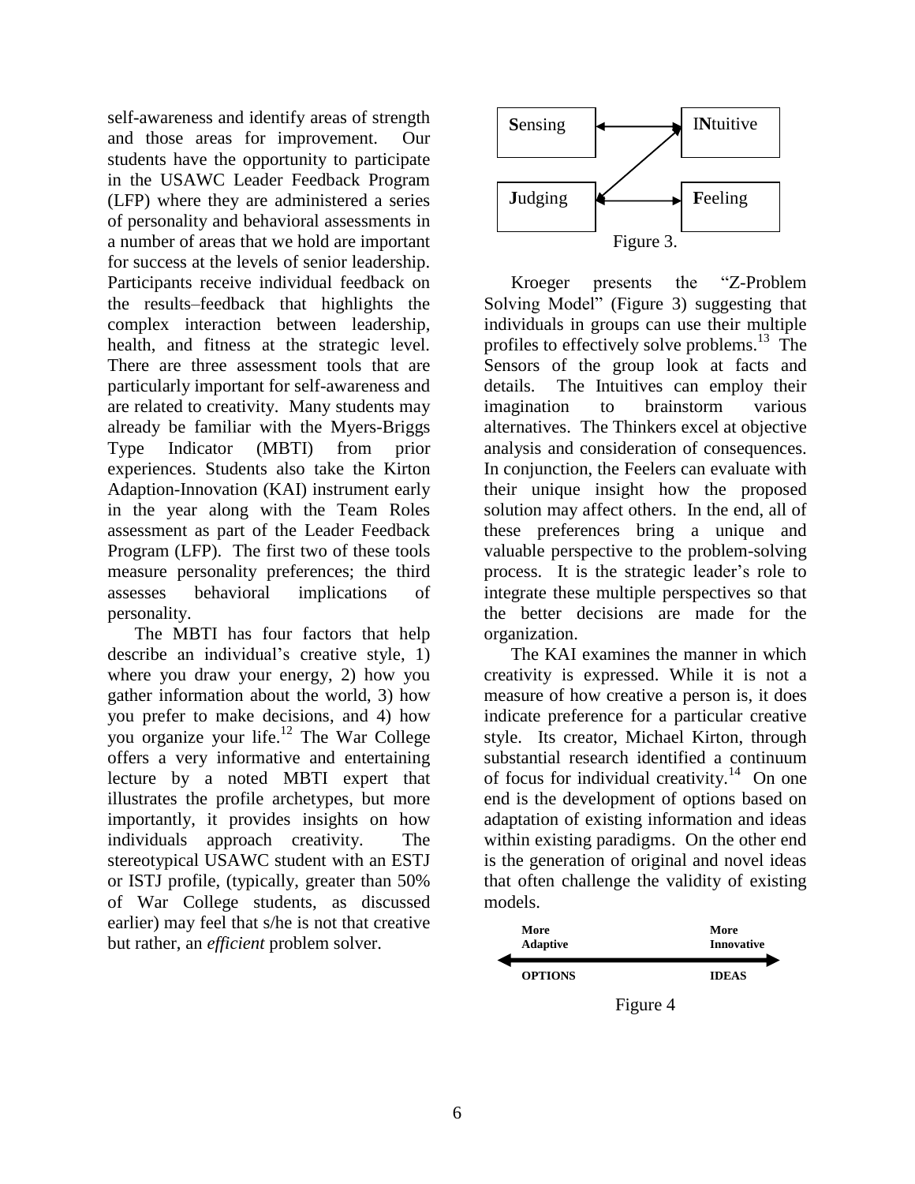self-awareness and identify areas of strength and those areas for improvement. Our students have the opportunity to participate in the USAWC Leader Feedback Program (LFP) where they are administered a series of personality and behavioral assessments in a number of areas that we hold are important for success at the levels of senior leadership. Participants receive individual feedback on the results–feedback that highlights the complex interaction between leadership, health, and fitness at the strategic level. There are three assessment tools that are particularly important for self-awareness and are related to creativity. Many students may already be familiar with the Myers-Briggs Type Indicator (MBTI) from prior experiences. Students also take the Kirton Adaption-Innovation (KAI) instrument early in the year along with the Team Roles assessment as part of the Leader Feedback Program (LFP). The first two of these tools measure personality preferences; the third assesses behavioral implications of personality.

The MBTI has four factors that help describe an individual's creative style, 1) where you draw your energy, 2) how you gather information about the world, 3) how you prefer to make decisions, and 4) how you organize your life.[12] The War College offers a very informative and entertaining lecture by a noted MBTI expert that illustrates the profile archetypes, but more importantly, it provides insights on how individuals approach creativity. The stereotypical USAWC student with an ESTJ or ISTJ profile, (typically, greater than 50% of War College students, as discussed earlier) may feel that s/he is not that creative but rather, an *efficient* problem solver.

**S**ensing ↔ I**N**tuitive

**J**udging ↔ **F**eeling

Figure 3.

Kroeger presents the "Z-Problem Solving Model" (Figure 3) suggesting that individuals in groups can use their multiple profiles to effectively solve problems.[13] The Sensors of the group look at facts and details. The Intuitives can employ their imagination to brainstorm various alternatives. The Thinkers excel at objective analysis and consideration of consequences. In conjunction, the Feelers can evaluate with their unique insight how the proposed solution may affect others. In the end, all of these preferences bring a unique and valuable perspective to the problem-solving process. It is the strategic leader's role to integrate these multiple perspectives so that the better decisions are made for the organization.

The KAI examines the manner in which creativity is expressed. While it is not a measure of how creative a person is, it does indicate preference for a particular creative style. Its creator, Michael Kirton, through substantial research identified a continuum of focus for individual creativity.[14] On one end is the development of options based on adaptation of existing information and ideas within existing paradigms. On the other end is the generation of original and novel ideas that often challenge the validity of existing models.

**More Adaptive** ⟵⟶ **More Innovative**

**OPTIONS** — **IDEAS**

Figure 4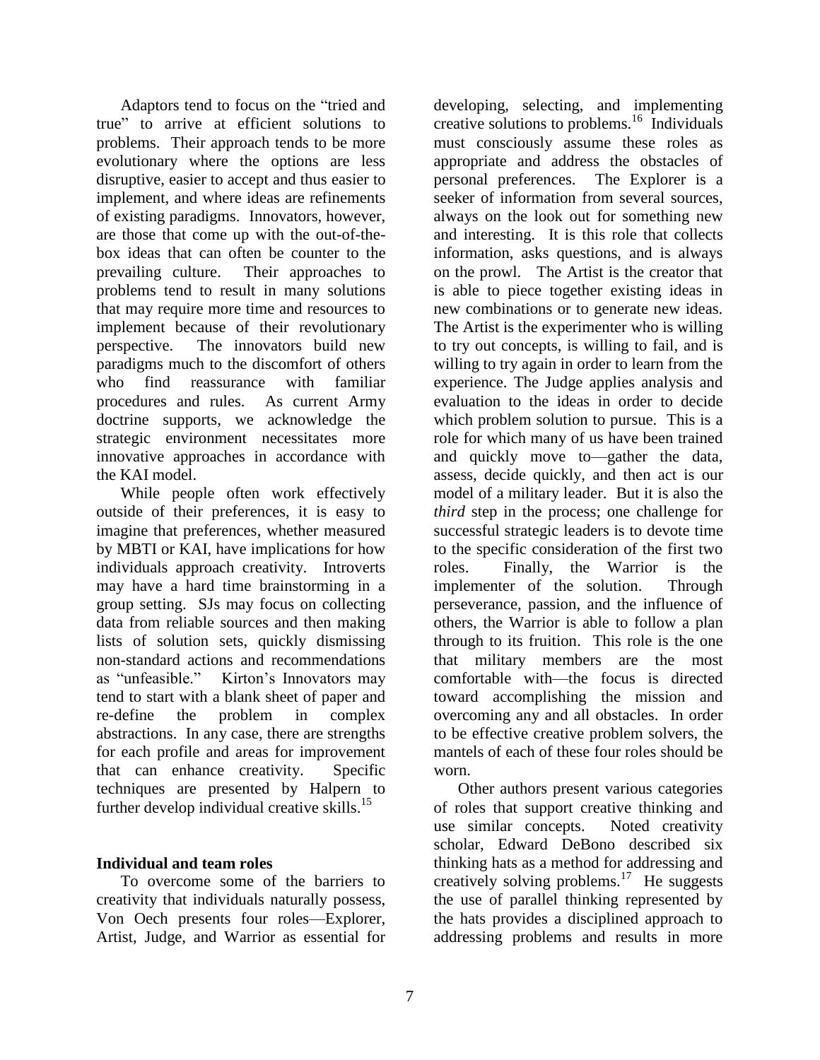Adaptors tend to focus on the "tried and true" to arrive at efficient solutions to problems. Their approach tends to be more evolutionary where the options are less disruptive, easier to accept and thus easier to implement, and where ideas are refinements of existing paradigms. Innovators, however, are those that come up with the out-of-the-box ideas that can often be counter to the prevailing culture. Their approaches to problems tend to result in many solutions that may require more time and resources to implement because of their revolutionary perspective. The innovators build new paradigms much to the discomfort of others who find reassurance with familiar procedures and rules. As current Army doctrine supports, we acknowledge the strategic environment necessitates more innovative approaches in accordance with the KAI model.

While people often work effectively outside of their preferences, it is easy to imagine that preferences, whether measured by MBTI or KAI, have implications for how individuals approach creativity. Introverts may have a hard time brainstorming in a group setting. SJs may focus on collecting data from reliable sources and then making lists of solution sets, quickly dismissing non-standard actions and recommendations as "unfeasible." Kirton's Innovators may tend to start with a blank sheet of paper and re-define the problem in complex abstractions. In any case, there are strengths for each profile and areas for improvement that can enhance creativity. Specific techniques are presented by Halpern to further develop individual creative skills.[15]

## Individual and team roles

To overcome some of the barriers to creativity that individuals naturally possess, Von Oech presents four roles—Explorer, Artist, Judge, and Warrior as essential for developing, selecting, and implementing creative solutions to problems.[16] Individuals must consciously assume these roles as appropriate and address the obstacles of personal preferences. The Explorer is a seeker of information from several sources, always on the look out for something new and interesting. It is this role that collects information, asks questions, and is always on the prowl. The Artist is the creator that is able to piece together existing ideas in new combinations or to generate new ideas. The Artist is the experimenter who is willing to try out concepts, is willing to fail, and is willing to try again in order to learn from the experience. The Judge applies analysis and evaluation to the ideas in order to decide which problem solution to pursue. This is a role for which many of us have been trained and quickly move to—gather the data, assess, decide quickly, and then act is our model of a military leader. But it is also the *third* step in the process; one challenge for successful strategic leaders is to devote time to the specific consideration of the first two roles. Finally, the Warrior is the implementer of the solution. Through perseverance, passion, and the influence of others, the Warrior is able to follow a plan through to its fruition. This role is the one that military members are the most comfortable with—the focus is directed toward accomplishing the mission and overcoming any and all obstacles. In order to be effective creative problem solvers, the mantels of each of these four roles should be worn.

Other authors present various categories of roles that support creative thinking and use similar concepts. Noted creativity scholar, Edward DeBono described six thinking hats as a method for addressing and creatively solving problems.[17] He suggests the use of parallel thinking represented by the hats provides a disciplined approach to addressing problems and results in more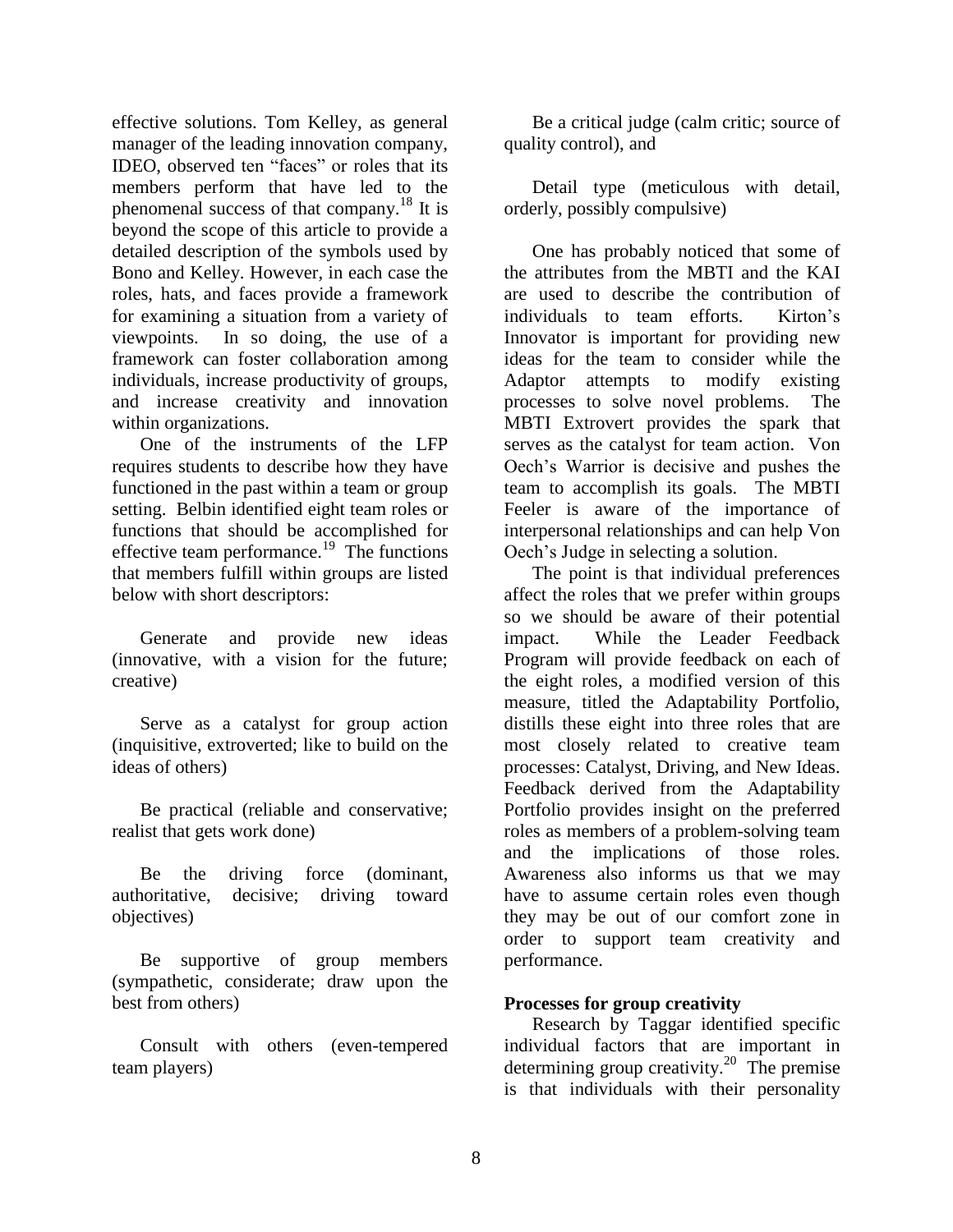effective solutions. Tom Kelley, as general manager of the leading innovation company, IDEO, observed ten "faces" or roles that its members perform that have led to the phenomenal success of that company.[18] It is beyond the scope of this article to provide a detailed description of the symbols used by Bono and Kelley. However, in each case the roles, hats, and faces provide a framework for examining a situation from a variety of viewpoints. In so doing, the use of a framework can foster collaboration among individuals, increase productivity of groups, and increase creativity and innovation within organizations.

One of the instruments of the LFP requires students to describe how they have functioned in the past within a team or group setting. Belbin identified eight team roles or functions that should be accomplished for effective team performance.[19] The functions that members fulfill within groups are listed below with short descriptors:

Generate and provide new ideas (innovative, with a vision for the future; creative)

Serve as a catalyst for group action (inquisitive, extroverted; like to build on the ideas of others)

Be practical (reliable and conservative; realist that gets work done)

Be the driving force (dominant, authoritative, decisive; driving toward objectives)

Be supportive of group members (sympathetic, considerate; draw upon the best from others)

Consult with others (even-tempered team players)

Be a critical judge (calm critic; source of quality control), and

Detail type (meticulous with detail, orderly, possibly compulsive)

One has probably noticed that some of the attributes from the MBTI and the KAI are used to describe the contribution of individuals to team efforts. Kirton's Innovator is important for providing new ideas for the team to consider while the Adaptor attempts to modify existing processes to solve novel problems. The MBTI Extrovert provides the spark that serves as the catalyst for team action. Von Oech's Warrior is decisive and pushes the team to accomplish its goals. The MBTI Feeler is aware of the importance of interpersonal relationships and can help Von Oech's Judge in selecting a solution.

The point is that individual preferences affect the roles that we prefer within groups so we should be aware of their potential impact. While the Leader Feedback Program will provide feedback on each of the eight roles, a modified version of this measure, titled the Adaptability Portfolio, distills these eight into three roles that are most closely related to creative team processes: Catalyst, Driving, and New Ideas. Feedback derived from the Adaptability Portfolio provides insight on the preferred roles as members of a problem-solving team and the implications of those roles. Awareness also informs us that we may have to assume certain roles even though they may be out of our comfort zone in order to support team creativity and performance.

### Processes for group creativity

Research by Taggar identified specific individual factors that are important in determining group creativity.[20] The premise is that individuals with their personality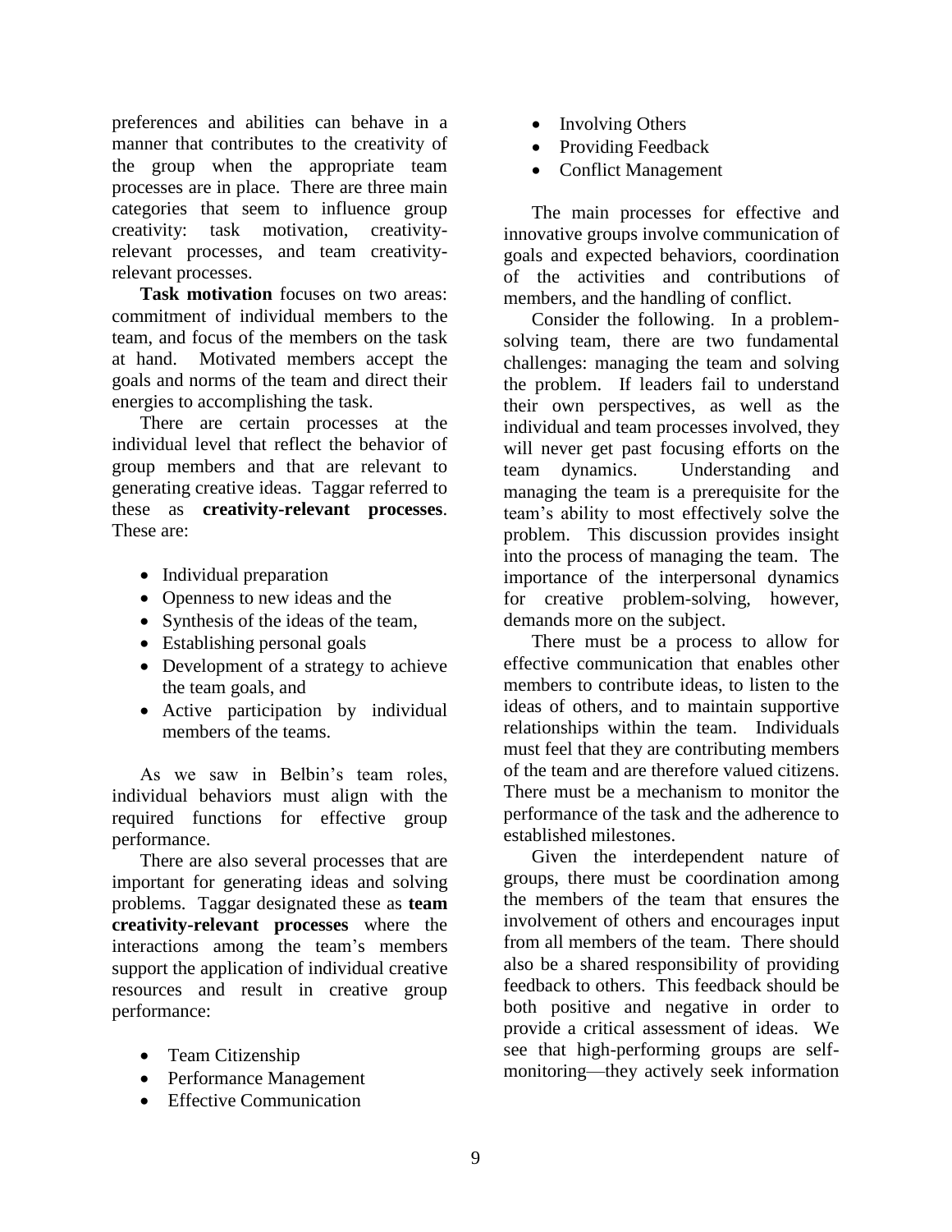preferences and abilities can behave in a manner that contributes to the creativity of the group when the appropriate team processes are in place. There are three main categories that seem to influence group creativity: task motivation, creativity-relevant processes, and team creativity-relevant processes.

**Task motivation** focuses on two areas: commitment of individual members to the team, and focus of the members on the task at hand. Motivated members accept the goals and norms of the team and direct their energies to accomplishing the task.

There are certain processes at the individual level that reflect the behavior of group members and that are relevant to generating creative ideas. Taggar referred to these as **creativity-relevant processes**. These are:

- Individual preparation
- Openness to new ideas and the
- Synthesis of the ideas of the team,
- Establishing personal goals
- Development of a strategy to achieve the team goals, and
- Active participation by individual members of the teams.

As we saw in Belbin's team roles, individual behaviors must align with the required functions for effective group performance.

There are also several processes that are important for generating ideas and solving problems. Taggar designated these as **team creativity-relevant processes** where the interactions among the team's members support the application of individual creative resources and result in creative group performance:

- Team Citizenship
- Performance Management
- Effective Communication
- Involving Others
- Providing Feedback
- Conflict Management

The main processes for effective and innovative groups involve communication of goals and expected behaviors, coordination of the activities and contributions of members, and the handling of conflict.

Consider the following. In a problem-solving team, there are two fundamental challenges: managing the team and solving the problem. If leaders fail to understand their own perspectives, as well as the individual and team processes involved, they will never get past focusing efforts on the team dynamics. Understanding and managing the team is a prerequisite for the team's ability to most effectively solve the problem. This discussion provides insight into the process of managing the team. The importance of the interpersonal dynamics for creative problem-solving, however, demands more on the subject.

There must be a process to allow for effective communication that enables other members to contribute ideas, to listen to the ideas of others, and to maintain supportive relationships within the team. Individuals must feel that they are contributing members of the team and are therefore valued citizens. There must be a mechanism to monitor the performance of the task and the adherence to established milestones.

Given the interdependent nature of groups, there must be coordination among the members of the team that ensures the involvement of others and encourages input from all members of the team. There should also be a shared responsibility of providing feedback to others. This feedback should be both positive and negative in order to provide a critical assessment of ideas. We see that high-performing groups are self-monitoring—they actively seek information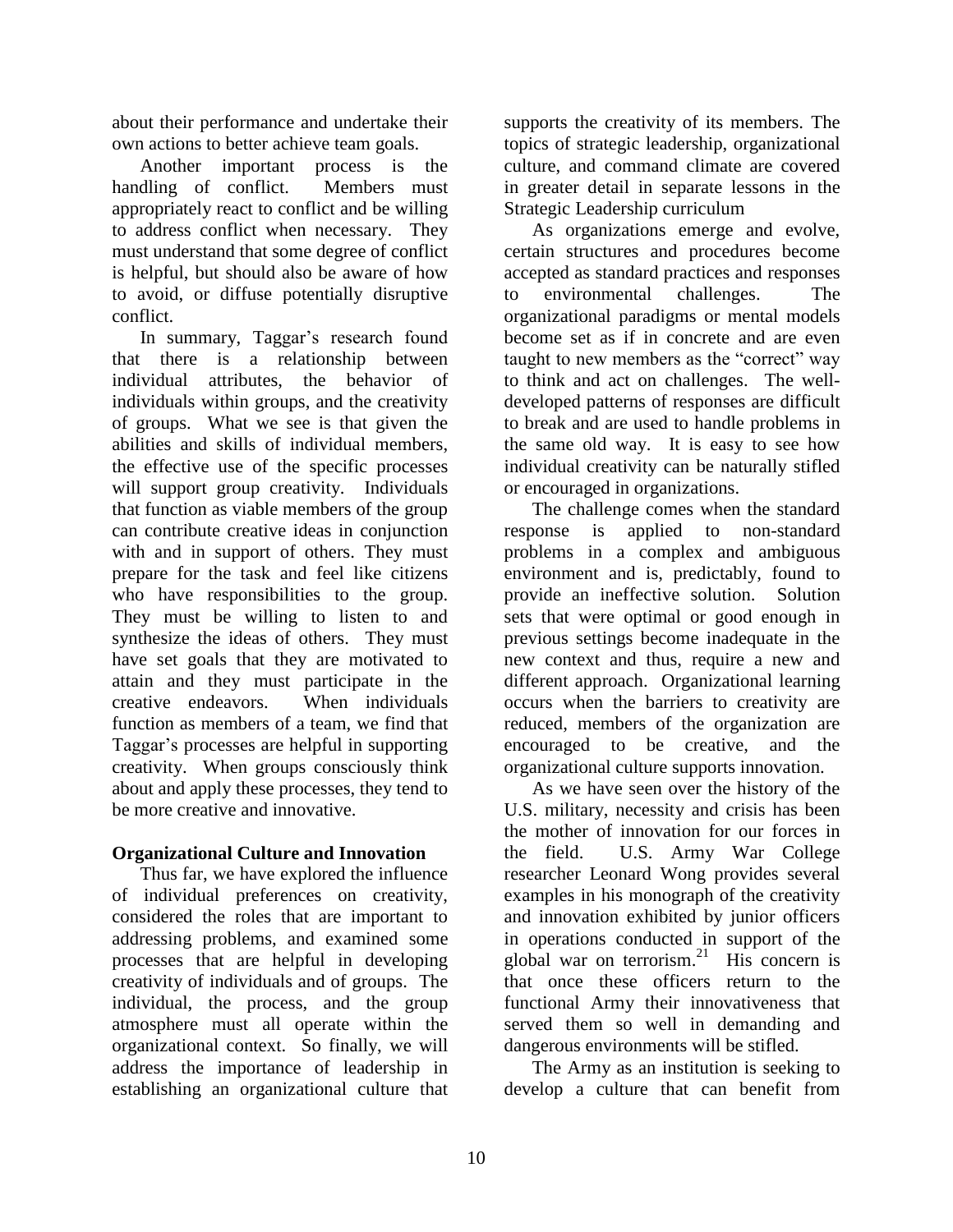about their performance and undertake their own actions to better achieve team goals.

Another important process is the handling of conflict. Members must appropriately react to conflict and be willing to address conflict when necessary. They must understand that some degree of conflict is helpful, but should also be aware of how to avoid, or diffuse potentially disruptive conflict.

In summary, Taggar's research found that there is a relationship between individual attributes, the behavior of individuals within groups, and the creativity of groups. What we see is that given the abilities and skills of individual members, the effective use of the specific processes will support group creativity. Individuals that function as viable members of the group can contribute creative ideas in conjunction with and in support of others. They must prepare for the task and feel like citizens who have responsibilities to the group. They must be willing to listen to and synthesize the ideas of others. They must have set goals that they are motivated to attain and they must participate in the creative endeavors. When individuals function as members of a team, we find that Taggar's processes are helpful in supporting creativity. When groups consciously think about and apply these processes, they tend to be more creative and innovative.

**Organizational Culture and Innovation**

Thus far, we have explored the influence of individual preferences on creativity, considered the roles that are important to addressing problems, and examined some processes that are helpful in developing creativity of individuals and of groups. The individual, the process, and the group atmosphere must all operate within the organizational context. So finally, we will address the importance of leadership in establishing an organizational culture that supports the creativity of its members. The topics of strategic leadership, organizational culture, and command climate are covered in greater detail in separate lessons in the Strategic Leadership curriculum

As organizations emerge and evolve, certain structures and procedures become accepted as standard practices and responses to environmental challenges. The organizational paradigms or mental models become set as if in concrete and are even taught to new members as the "correct" way to think and act on challenges. The well-developed patterns of responses are difficult to break and are used to handle problems in the same old way. It is easy to see how individual creativity can be naturally stifled or encouraged in organizations.

The challenge comes when the standard response is applied to non-standard problems in a complex and ambiguous environment and is, predictably, found to provide an ineffective solution. Solution sets that were optimal or good enough in previous settings become inadequate in the new context and thus, require a new and different approach. Organizational learning occurs when the barriers to creativity are reduced, members of the organization are encouraged to be creative, and the organizational culture supports innovation.

As we have seen over the history of the U.S. military, necessity and crisis has been the mother of innovation for our forces in the field. U.S. Army War College researcher Leonard Wong provides several examples in his monograph of the creativity and innovation exhibited by junior officers in operations conducted in support of the global war on terrorism.[21] His concern is that once these officers return to the functional Army their innovativeness that served them so well in demanding and dangerous environments will be stifled.

The Army as an institution is seeking to develop a culture that can benefit from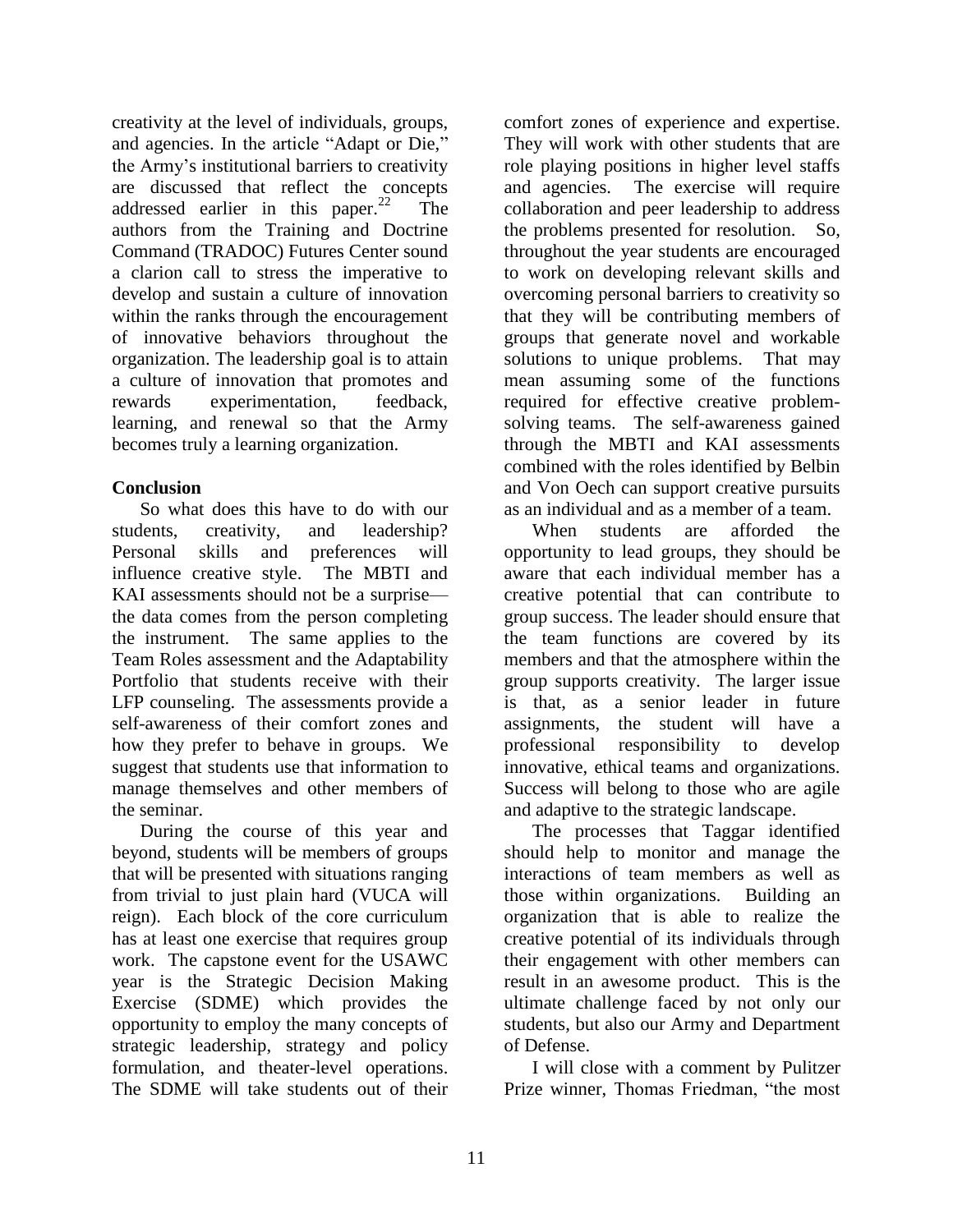creativity at the level of individuals, groups, and agencies. In the article "Adapt or Die," the Army's institutional barriers to creativity are discussed that reflect the concepts addressed earlier in this paper.[22] The authors from the Training and Doctrine Command (TRADOC) Futures Center sound a clarion call to stress the imperative to develop and sustain a culture of innovation within the ranks through the encouragement of innovative behaviors throughout the organization. The leadership goal is to attain a culture of innovation that promotes and rewards experimentation, feedback, learning, and renewal so that the Army becomes truly a learning organization.

## Conclusion

So what does this have to do with our students, creativity, and leadership? Personal skills and preferences will influence creative style. The MBTI and KAI assessments should not be a surprise—the data comes from the person completing the instrument. The same applies to the Team Roles assessment and the Adaptability Portfolio that students receive with their LFP counseling. The assessments provide a self-awareness of their comfort zones and how they prefer to behave in groups. We suggest that students use that information to manage themselves and other members of the seminar.

During the course of this year and beyond, students will be members of groups that will be presented with situations ranging from trivial to just plain hard (VUCA will reign). Each block of the core curriculum has at least one exercise that requires group work. The capstone event for the USAWC year is the Strategic Decision Making Exercise (SDME) which provides the opportunity to employ the many concepts of strategic leadership, strategy and policy formulation, and theater-level operations. The SDME will take students out of their comfort zones of experience and expertise. They will work with other students that are role playing positions in higher level staffs and agencies. The exercise will require collaboration and peer leadership to address the problems presented for resolution. So, throughout the year students are encouraged to work on developing relevant skills and overcoming personal barriers to creativity so that they will be contributing members of groups that generate novel and workable solutions to unique problems. That may mean assuming some of the functions required for effective creative problem-solving teams. The self-awareness gained through the MBTI and KAI assessments combined with the roles identified by Belbin and Von Oech can support creative pursuits as an individual and as a member of a team.

When students are afforded the opportunity to lead groups, they should be aware that each individual member has a creative potential that can contribute to group success. The leader should ensure that the team functions are covered by its members and that the atmosphere within the group supports creativity. The larger issue is that, as a senior leader in future assignments, the student will have a professional responsibility to develop innovative, ethical teams and organizations. Success will belong to those who are agile and adaptive to the strategic landscape.

The processes that Taggar identified should help to monitor and manage the interactions of team members as well as those within organizations. Building an organization that is able to realize the creative potential of its individuals through their engagement with other members can result in an awesome product. This is the ultimate challenge faced by not only our students, but also our Army and Department of Defense.

I will close with a comment by Pulitzer Prize winner, Thomas Friedman, "the most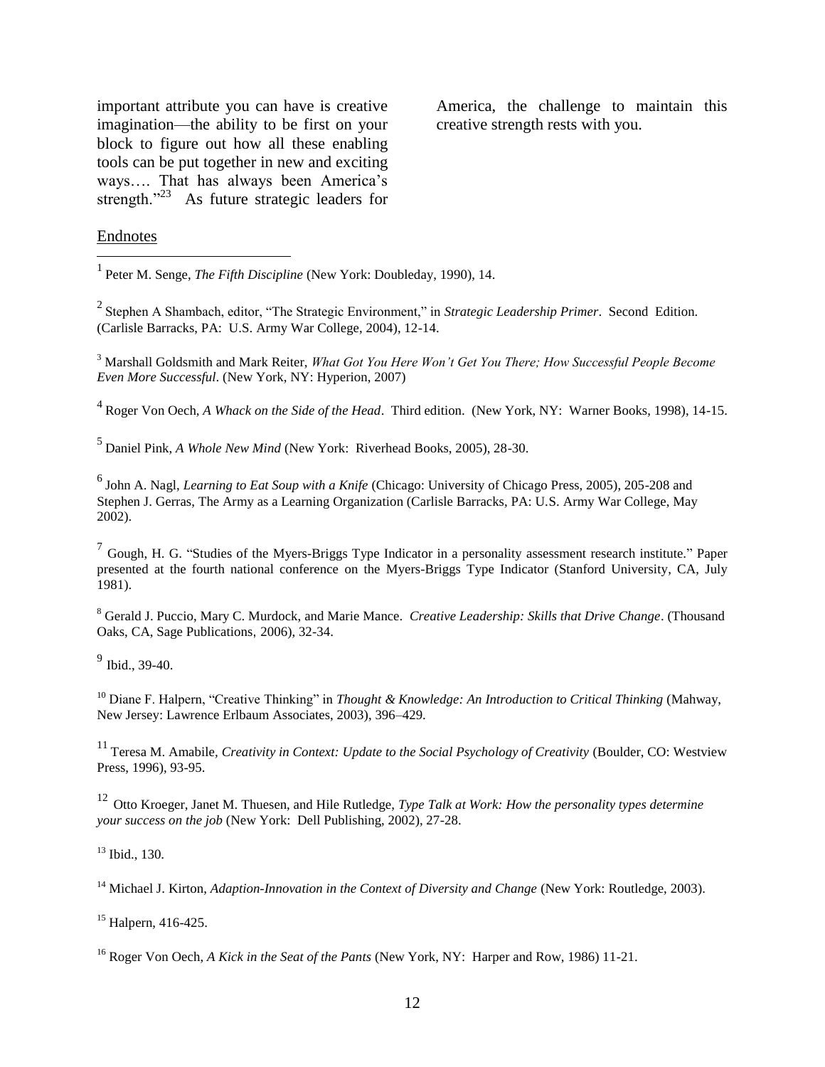important attribute you can have is creative imagination—the ability to be first on your block to figure out how all these enabling tools can be put together in new and exciting ways…. That has always been America's strength."[23] As future strategic leaders for America, the challenge to maintain this creative strength rests with you.

## Endnotes

[1] Peter M. Senge, *The Fifth Discipline* (New York: Doubleday, 1990), 14.

[2] Stephen A Shambach, editor, "The Strategic Environment," in *Strategic Leadership Primer*. Second Edition. (Carlisle Barracks, PA: U.S. Army War College, 2004), 12-14.

[3] Marshall Goldsmith and Mark Reiter, *What Got You Here Won't Get You There; How Successful People Become Even More Successful*. (New York, NY: Hyperion, 2007)

[4] Roger Von Oech, *A Whack on the Side of the Head*. Third edition. (New York, NY: Warner Books, 1998), 14-15.

[5] Daniel Pink, *A Whole New Mind* (New York: Riverhead Books, 2005), 28-30.

[6] John A. Nagl, *Learning to Eat Soup with a Knife* (Chicago: University of Chicago Press, 2005), 205-208 and Stephen J. Gerras, The Army as a Learning Organization (Carlisle Barracks, PA: U.S. Army War College, May 2002).

[7] Gough, H. G. "Studies of the Myers-Briggs Type Indicator in a personality assessment research institute." Paper presented at the fourth national conference on the Myers-Briggs Type Indicator (Stanford University, CA, July 1981).

[8] Gerald J. Puccio, Mary C. Murdock, and Marie Mance. *Creative Leadership: Skills that Drive Change*. (Thousand Oaks, CA, Sage Publications, 2006), 32-34.

[9] Ibid., 39-40.

[10] Diane F. Halpern, "Creative Thinking" in *Thought & Knowledge: An Introduction to Critical Thinking* (Mahway, New Jersey: Lawrence Erlbaum Associates, 2003), 396–429.

[11] Teresa M. Amabile, *Creativity in Context: Update to the Social Psychology of Creativity* (Boulder, CO: Westview Press, 1996), 93-95.

[12] Otto Kroeger, Janet M. Thuesen, and Hile Rutledge, *Type Talk at Work: How the personality types determine your success on the job* (New York: Dell Publishing, 2002), 27-28.

[13] Ibid., 130.

[14] Michael J. Kirton, *Adaption-Innovation in the Context of Diversity and Change* (New York: Routledge, 2003).

[15] Halpern, 416-425.

[16] Roger Von Oech, *A Kick in the Seat of the Pants* (New York, NY: Harper and Row, 1986) 11-21.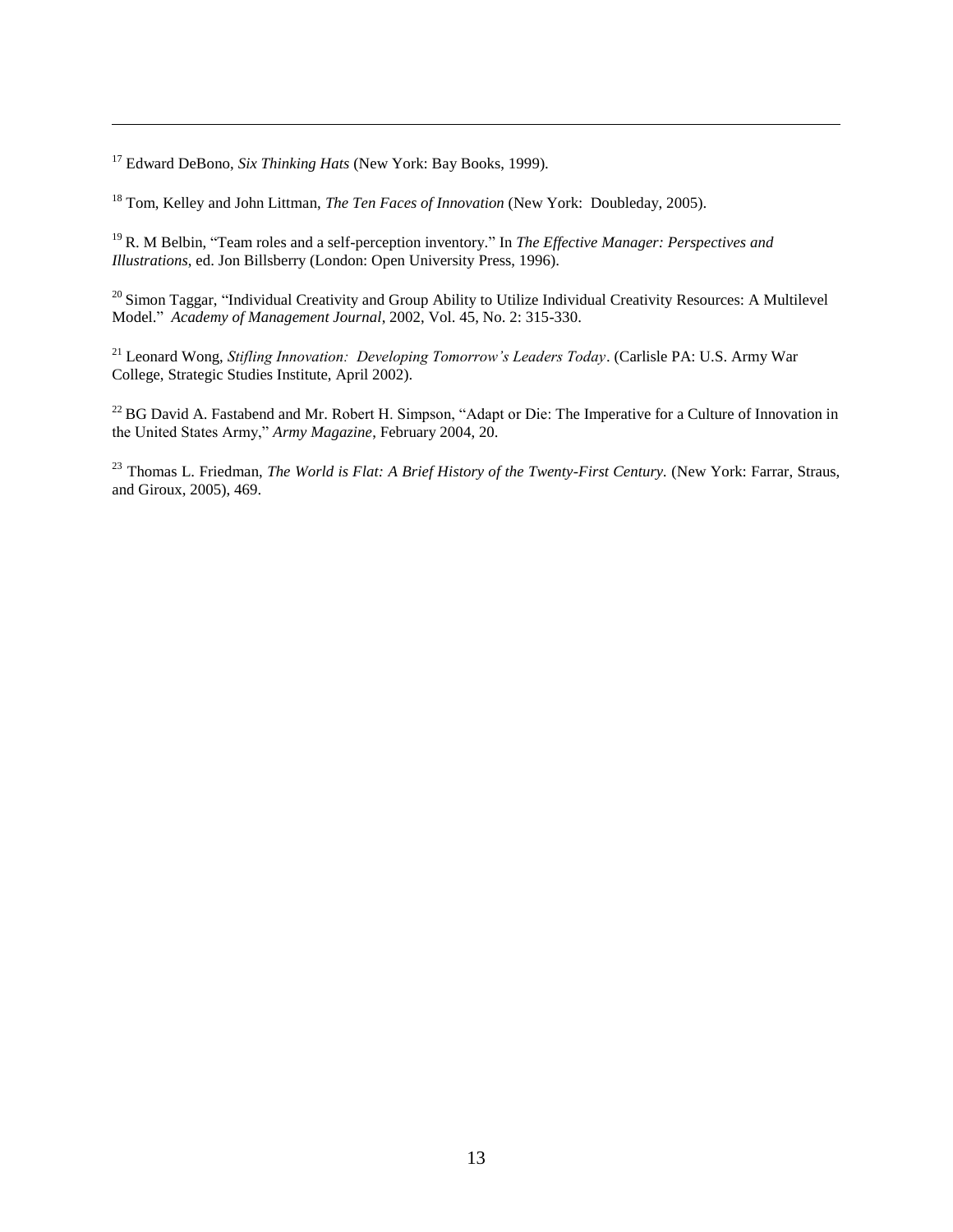[17] Edward DeBono, *Six Thinking Hats* (New York: Bay Books, 1999).

[18] Tom, Kelley and John Littman, *The Ten Faces of Innovation* (New York: Doubleday, 2005).

[19] R. M Belbin, "Team roles and a self-perception inventory." In *The Effective Manager: Perspectives and Illustrations*, ed. Jon Billsberry (London: Open University Press, 1996).

[20] Simon Taggar, "Individual Creativity and Group Ability to Utilize Individual Creativity Resources: A Multilevel Model." *Academy of Management Journal*, 2002, Vol. 45, No. 2: 315-330.

[21] Leonard Wong, *Stifling Innovation: Developing Tomorrow's Leaders Today*. (Carlisle PA: U.S. Army War College, Strategic Studies Institute, April 2002).

[22] BG David A. Fastabend and Mr. Robert H. Simpson, "Adapt or Die: The Imperative for a Culture of Innovation in the United States Army," *Army Magazine*, February 2004, 20.

[23] Thomas L. Friedman, *The World is Flat: A Brief History of the Twenty-First Century.* (New York: Farrar, Straus, and Giroux, 2005), 469.